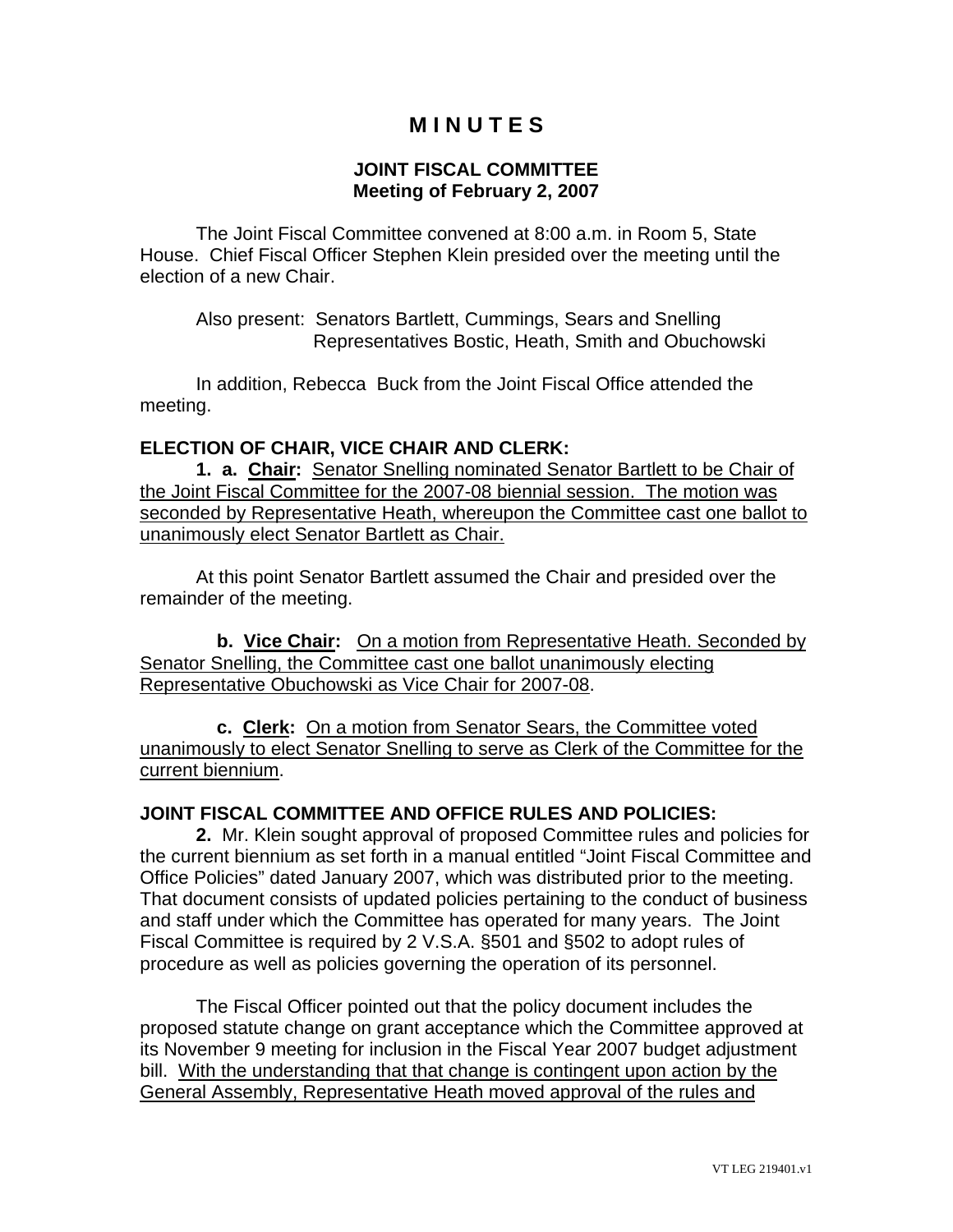# M I N U T E S

## JOINT FISCAL COMMITTEE
## Meeting of February 2, 2007

The Joint Fiscal Committee convened at 8:00 a.m. in Room 5, State House. Chief Fiscal Officer Stephen Klein presided over the meeting until the election of a new Chair.

Also present: Senators Bartlett, Cummings, Sears and Snelling
Representatives Bostic, Heath, Smith and Obuchowski

In addition, Rebecca Buck from the Joint Fiscal Office attended the meeting.

**ELECTION OF CHAIR, VICE CHAIR AND CLERK:**

**1. a. Chair:** Senator Snelling nominated Senator Bartlett to be Chair of the Joint Fiscal Committee for the 2007-08 biennial session. The motion was seconded by Representative Heath, whereupon the Committee cast one ballot to unanimously elect Senator Bartlett as Chair.

At this point Senator Bartlett assumed the Chair and presided over the remainder of the meeting.

**b. Vice Chair:** On a motion from Representative Heath. Seconded by Senator Snelling, the Committee cast one ballot unanimously electing Representative Obuchowski as Vice Chair for 2007-08.

**c. Clerk:** On a motion from Senator Sears, the Committee voted unanimously to elect Senator Snelling to serve as Clerk of the Committee for the current biennium.

**JOINT FISCAL COMMITTEE AND OFFICE RULES AND POLICIES:**

**2.** Mr. Klein sought approval of proposed Committee rules and policies for the current biennium as set forth in a manual entitled "Joint Fiscal Committee and Office Policies" dated January 2007, which was distributed prior to the meeting. That document consists of updated policies pertaining to the conduct of business and staff under which the Committee has operated for many years. The Joint Fiscal Committee is required by 2 V.S.A. §501 and §502 to adopt rules of procedure as well as policies governing the operation of its personnel.

The Fiscal Officer pointed out that the policy document includes the proposed statute change on grant acceptance which the Committee approved at its November 9 meeting for inclusion in the Fiscal Year 2007 budget adjustment bill. With the understanding that that change is contingent upon action by the General Assembly, Representative Heath moved approval of the rules and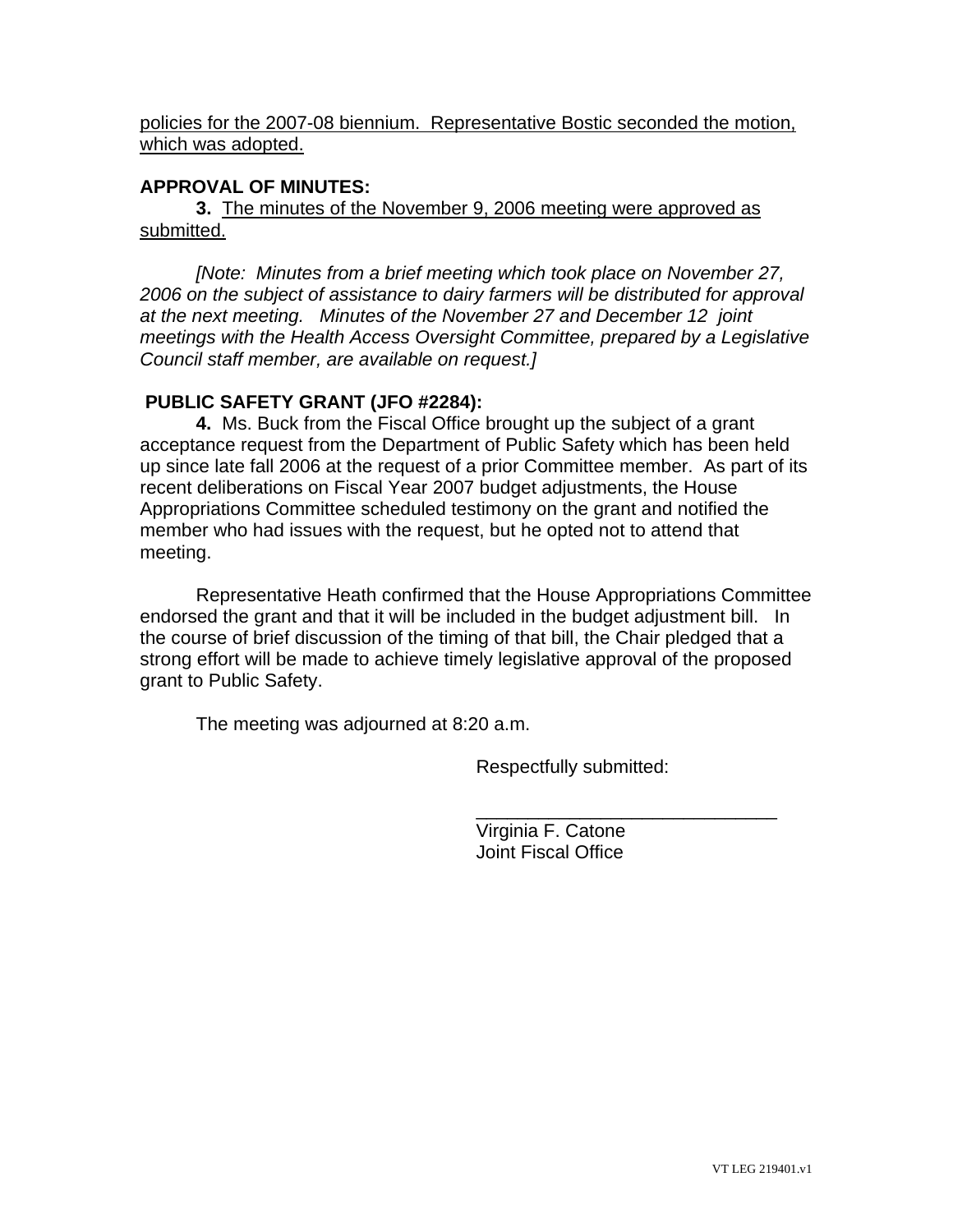policies for the 2007-08 biennium. Representative Bostic seconded the motion, which was adopted.

**APPROVAL OF MINUTES:**

**3.** The minutes of the November 9, 2006 meeting were approved as submitted.

*[Note: Minutes from a brief meeting which took place on November 27, 2006 on the subject of assistance to dairy farmers will be distributed for approval at the next meeting. Minutes of the November 27 and December 12 joint meetings with the Health Access Oversight Committee, prepared by a Legislative Council staff member, are available on request.]*

**PUBLIC SAFETY GRANT (JFO #2284):**

**4.** Ms. Buck from the Fiscal Office brought up the subject of a grant acceptance request from the Department of Public Safety which has been held up since late fall 2006 at the request of a prior Committee member. As part of its recent deliberations on Fiscal Year 2007 budget adjustments, the House Appropriations Committee scheduled testimony on the grant and notified the member who had issues with the request, but he opted not to attend that meeting.

Representative Heath confirmed that the House Appropriations Committee endorsed the grant and that it will be included in the budget adjustment bill. In the course of brief discussion of the timing of that bill, the Chair pledged that a strong effort will be made to achieve timely legislative approval of the proposed grant to Public Safety.

The meeting was adjourned at 8:20 a.m.

Respectfully submitted:

\_\_\_\_\_\_\_\_\_\_\_\_\_\_\_\_\_\_\_\_\_\_\_\_\_\_\_\_\_\_

Virginia F. Catone
Joint Fiscal Office

VT LEG 219401.v1